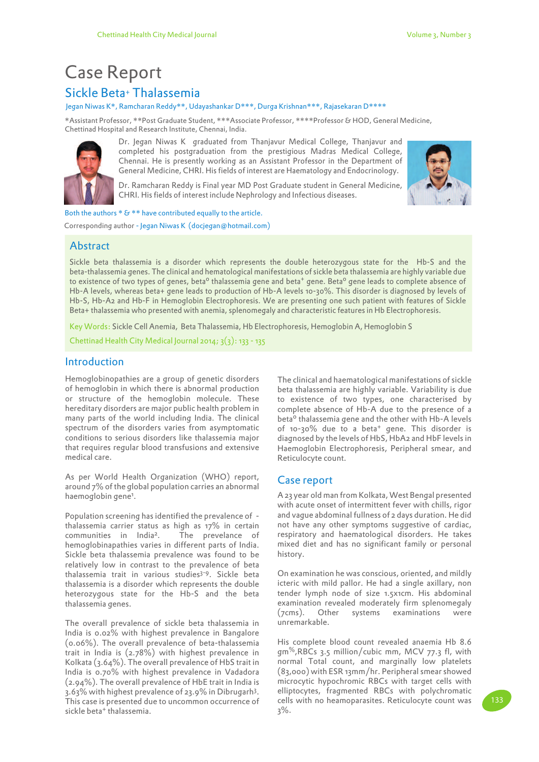# Case Report

## Sickle Beta+ Thalassemia

Jegan Niwas K*, Ramcharan Reddy**, Udayashankar D***, Durga Krishnan***, Rajasekaran D****

*Assistant Professor, **Post Graduate Student, ***Associate Professor, ****Professor & HOD, General Medicine, Chettinad Hospital and Research Institute, Chennai, India.

Dr. Jegan Niwas K graduated from Thanjavur Medical College, Thanjavur and completed his postgraduation from the prestigious Madras Medical College, Chennai. He is presently working as an Assistant Professor in the Department of General Medicine, CHRI. His fields of interest are Haematology and Endocrinology.

Dr. Ramcharan Reddy is Final year MD Post Graduate student in General Medicine, CHRI. His fields of interest include Nephrology and Infectious diseases.

Both the authors * & ** have contributed equally to the article.

Corresponding author - Jegan Niwas K (docjegan@hotmail.com)

## Abstract

Sickle beta thalassemia is a disorder which represents the double heterozygous state for the Hb-S and the beta-thalassemia genes. The clinical and hematological manifestations of sickle beta thalassemia are highly variable due to existence of two types of genes, beta$^{0}$ thalassemia gene and beta$^{+}$ gene. Beta$^{0}$ gene leads to complete absence of Hb-A levels, whereas beta+ gene leads to production of Hb-A levels 10-30%. This disorder is diagnosed by levels of Hb-S, Hb-A2 and Hb-F in Hemoglobin Electrophoresis. We are presenting one such patient with features of Sickle Beta+ thalassemia who presented with anemia, splenomegaly and characteristic features in Hb Electrophoresis.

Key Words: Sickle Cell Anemia, Beta Thalassemia, Hb Electrophoresis, Hemoglobin A, Hemoglobin S

Chettinad Health City Medical Journal 2014; 3(3): 133 - 135

## Introduction

Hemoglobinopathies are a group of genetic disorders of hemoglobin in which there is abnormal production or structure of the hemoglobin molecule. These hereditary disorders are major public health problem in many parts of the world including India. The clinical spectrum of the disorders varies from asymptomatic conditions to serious disorders like thalassemia major that requires regular blood transfusions and extensive medical care.

As per World Health Organization (WHO) report, around 7% of the global population carries an abnormal haemoglobin gene[1].

Population screening has identified the prevalence of - thalassemia carrier status as high as 17% in certain communities in India[2]. The prevelance of hemoglobinapathies varies in different parts of India. Sickle beta thalassemia prevalence was found to be relatively low in contrast to the prevalence of beta thalassemia trait in various studies[3-9]. Sickle beta thalassemia is a disorder which represents the double heterozygous state for the Hb-S and the beta thalassemia genes.

The overall prevalence of sickle beta thalassemia in India is 0.02% with highest prevalence in Bangalore (0.06%). The overall prevalence of beta-thalassemia trait in India is (2.78%) with highest prevalence in Kolkata (3.64%). The overall prevalence of HbS trait in India is 0.70% with highest prevalence in Vadadora (2.94%). The overall prevalence of HbE trait in India is 3.63% with highest prevalence of 23.9% in Dibrugarh[3]. This case is presented due to uncommon occurrence of sickle beta$^{+}$ thalassemia.

The clinical and haematological manifestations of sickle beta thalassemia are highly variable. Variability is due to existence of two types, one characterised by complete absence of Hb-A due to the presence of a beta$^{0}$ thalassemia gene and the other with Hb-A levels of 10-30% due to a beta$^{+}$ gene. This disorder is diagnosed by the levels of HbS, HbA2 and HbF levels in Haemoglobin Electrophoresis, Peripheral smear, and Reticulocyte count.

## Case report

A 23 year old man from Kolkata, West Bengal presented with acute onset of intermittent fever with chills, rigor and vague abdominal fullness of 2 days duration. He did not have any other symptoms suggestive of cardiac, respiratory and haematological disorders. He takes mixed diet and has no significant family or personal history.

On examination he was conscious, oriented, and mildly icteric with mild pallor. He had a single axillary, non tender lymph node of size 1.5x1cm. His abdominal examination revealed moderately firm splenomegaly (7cms). Other systems examinations were unremarkable.

His complete blood count revealed anaemia Hb 8.6 gm%, RBCs 3.5 million/cubic mm, MCV 77.3 fl, with normal Total count, and marginally low platelets (83,000) with ESR 13mm/hr. Peripheral smear showed microcytic hypochromic RBCs with target cells with elliptocytes, fragmented RBCs with polychromatic cells with no heamoparasites. Reticulocyte count was 3%.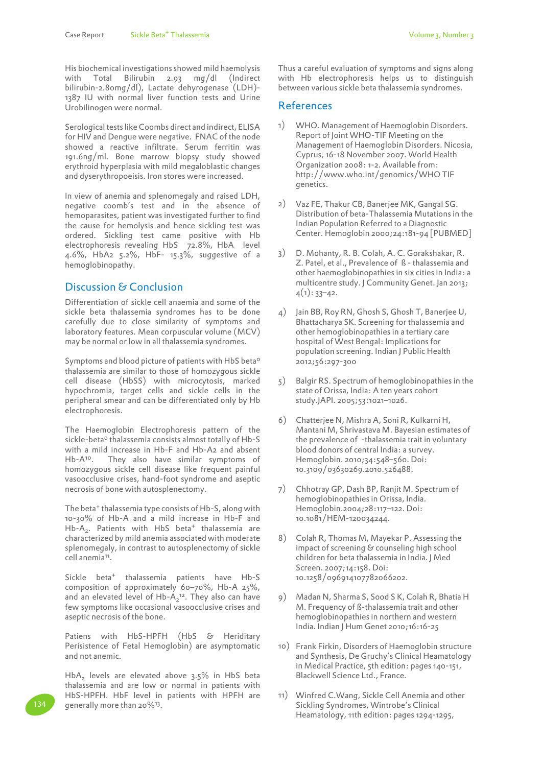His biochemical investigations showed mild haemolysis with Total Bilirubin 2.93 mg/dl (Indirect bilirubin-2.80mg/dl), Lactate dehydrogenase (LDH)-1387 IU with normal liver function tests and Urine Urobilinogen were normal.

Serological tests like Coombs direct and indirect, ELISA for HIV and Dengue were negative. FNAC of the node showed a reactive infiltrate. Serum ferritin was 191.6ng/ml. Bone marrow biopsy study showed erythroid hyperplasia with mild megaloblastic changes and dyserythropoeisis. Iron stores were increased.

In view of anemia and splenomegaly and raised LDH, negative coomb's test and in the absence of hemoparasites, patient was investigated further to find the cause for hemolysis and hence sickling test was ordered. Sickling test came positive with Hb electrophoresis revealing HbS 72.8%, HbA level 4.6%, HbA2 5.2%, HbF- 15.3%, suggestive of a hemoglobinopathy.

## Discussion & Conclusion

Differentiation of sickle cell anaemia and some of the sickle beta thalassemia syndromes has to be done carefully due to close similarity of symptoms and laboratory features. Mean corpuscular volume (MCV) may be normal or low in all thalassemia syndromes.

Symptoms and blood picture of patients with HbS beta$^0$ thalassemia are similar to those of homozygous sickle cell disease (HbSS) with microcytosis, marked hypochromia, target cells and sickle cells in the peripheral smear and can be differentiated only by Hb electrophoresis.

The Haemoglobin Electrophoresis pattern of the sickle-beta$^0$ thalassemia consists almost totally of Hb-S with a mild increase in Hb-F and Hb-A2 and absent Hb-A[10]. They also have similar symptoms of homozygous sickle cell disease like frequent painful vasoocclusive crises, hand-foot syndrome and aseptic necrosis of bone with autosplenectomy.

The beta$^+$ thalassemia type consists of Hb-S, along with 10-30% of Hb-A and a mild increase in Hb-F and Hb-$A_2$. Patients with HbS beta$^+$ thalassemia are characterized by mild anemia associated with moderate splenomegaly, in contrast to autosplenectomy of sickle cell anemia[11].

Sickle beta$^+$ thalassemia patients have Hb-S composition of approximately 60–70%, Hb-A 25%, and an elevated level of Hb-$A_2$[12]. They also can have few symptoms like occasional vasoocclusive crises and aseptic necrosis of the bone.

Patiens with HbS-HPFH (HbS & Heriditary Perisistence of Fetal Hemoglobin) are asymptomatic and not anemic.

Hb$A_2$ levels are elevated above 3.5% in HbS beta thalassemia and are low or normal in patients with HbS-HPFH. HbF level in patients with HPFH are generally more than 20%[13].

Thus a careful evaluation of symptoms and signs along with Hb electrophoresis helps us to distinguish between various sickle beta thalassemia syndromes.

## References

1) WHO. Management of Haemoglobin Disorders. Report of Joint WHO-TIF Meeting on the Management of Haemoglobin Disorders. Nicosia, Cyprus, 16-18 November 2007. World Health Organization 2008: 1-2. Available from: http://www.who.int/genomics/WHO TIF genetics.

2) Vaz FE, Thakur CB, Banerjee MK, Gangal SG. Distribution of beta-Thalassemia Mutations in the Indian Population Referred to a Diagnostic Center. Hemoglobin 2000;24:181-94 [PUBMED]

3) D. Mohanty, R. B. Colah, A. C. Gorakshakar, R. Z. Patel, et al., Prevalence of ß - thalassemia and other haemoglobinopathies in six cities in India: a multicentre study. J Community Genet. Jan 2013; 4(1): 33–42.

4) Jain BB, Roy RN, Ghosh S, Ghosh T, Banerjee U, Bhattacharya SK. Screening for thalassemia and other hemoglobinopathies in a tertiary care hospital of West Bengal: Implications for population screening. Indian J Public Health 2012;56:297-300

5) Balgir RS. Spectrum of hemoglobinopathies in the state of Orissa, India: A ten years cohort study.JAPI. 2005;53:1021–1026.

6) Chatterjee N, Mishra A, Soni R, Kulkarni H, Mantani M, Shrivastava M. Bayesian estimates of the prevalence of -thalassemia trait in voluntary blood donors of central India: a survey. Hemoglobin. 2010;34:548–560. Doi: 10.3109/03630269.2010.526488.

7) Chhotray GP, Dash BP, Ranjit M. Spectrum of hemoglobinopathies in Orissa, India. Hemoglobin.2004;28:117–122. Doi: 10.1081/HEM-120034244.

8) Colah R, Thomas M, Mayekar P. Assessing the impact of screening & counseling high school children for beta thalassemia in India. J Med Screen. 2007;14:158. Doi: 10.1258/096914107782066202.

9) Madan N, Sharma S, Sood S K, Colah R, Bhatia H M. Frequency of ß-thalassemia trait and other hemoglobinopathies in northern and western India. Indian J Hum Genet 2010;16:16-25

10) Frank Firkin, Disorders of Haemoglobin structure and Synthesis, De Gruchy's Clinical Heamatology in Medical Practice, 5th edition: pages 140-151, Blackwell Science Ltd., France.

11) Winfred C.Wang, Sickle Cell Anemia and other Sickling Syndromes, Wintrobe's Clinical Heamatology, 11th edition: pages 1294-1295,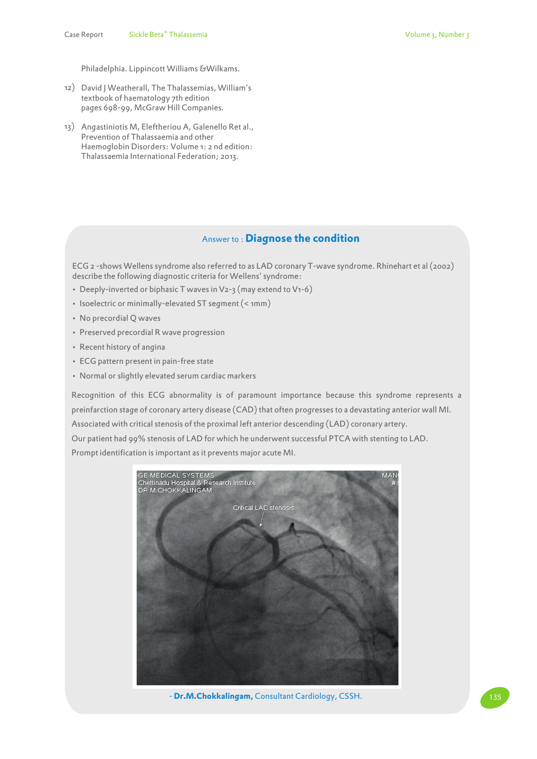Philadelphia. Lippincott Williams &Wilkams.

12) David J Weatherall, The Thalassemias, William's textbook of haematology 7th edition pages 698-99, McGraw Hill Companies.

13) Angastiniotis M, Eleftheriou A, Galenello Ret al., Prevention of Thalassaemia and other Haemoglobin Disorders: Volume 1: 2 nd edition: Thalassaemia International Federation; 2013.

## Answer to : **Diagnose the condition**

ECG 2 -shows Wellens syndrome also referred to as LAD coronary T-wave syndrome. Rhinehart et al (2002) describe the following diagnostic criteria for Wellens' syndrome:

- Deeply-inverted or biphasic T waves in V2-3 (may extend to V1-6)
- Isoelectric or minimally-elevated ST segment (< 1mm)
- No precordial Q waves
- Preserved precordial R wave progression
- Recent history of angina
- ECG pattern present in pain-free state
- Normal or slightly elevated serum cardiac markers

Recognition of this ECG abnormality is of paramount importance because this syndrome represents a preinfarction stage of coronary artery disease (CAD) that often progresses to a devastating anterior wall MI.

Associated with critical stenosis of the proximal left anterior descending (LAD) coronary artery.

Our patient had 99% stenosis of LAD for which he underwent successful PTCA with stenting to LAD.

Prompt identification is important as it prevents major acute MI.

GE MEDICAL SYSTEMS
Chettinadu Hospital & Research Institute
DR.M.CHOKKALINGAM
Critical LAD stenosis

- **Dr.M.Chokkalingam,** Consultant Cardiology, CSSH.